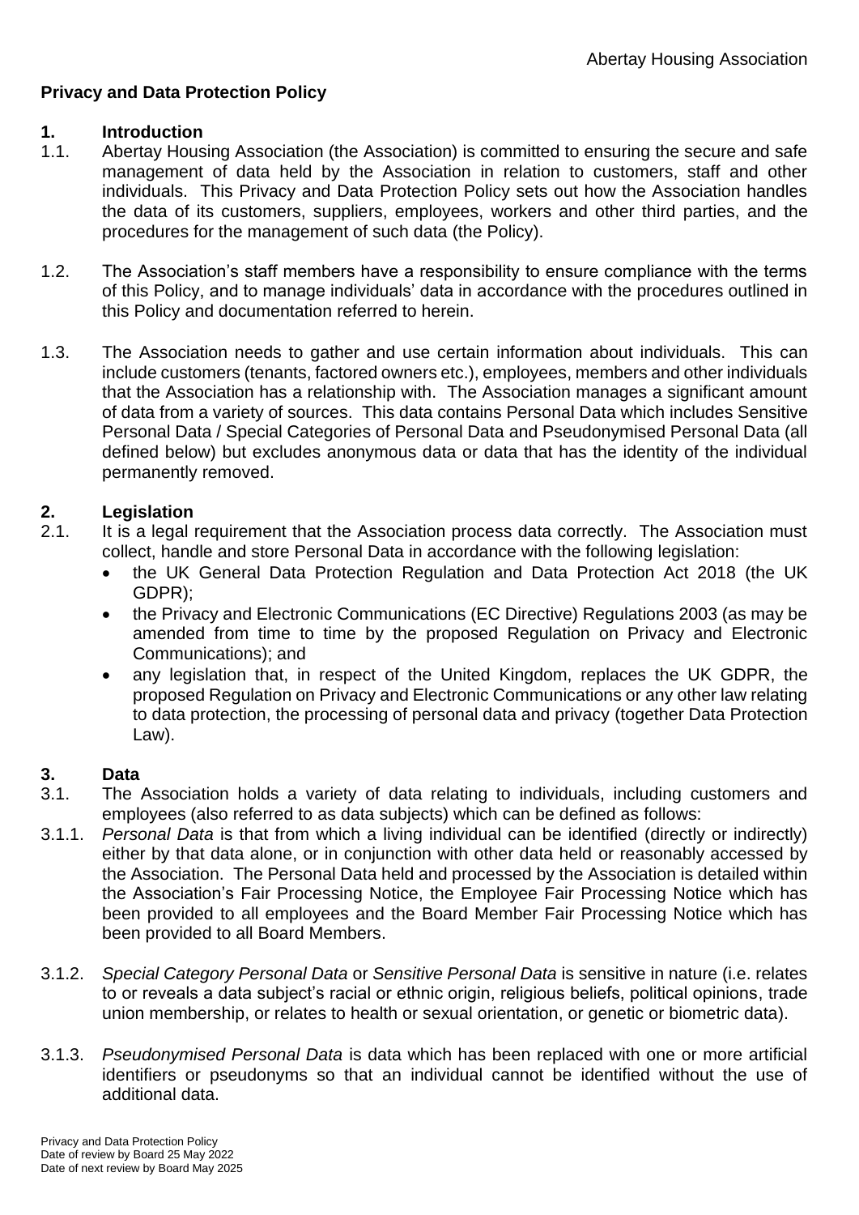**Privacy and Data Protection Policy**

## 1. Introduction

1.1. Abertay Housing Association (the Association) is committed to ensuring the secure and safe management of data held by the Association in relation to customers, staff and other individuals. This Privacy and Data Protection Policy sets out how the Association handles the data of its customers, suppliers, employees, workers and other third parties, and the procedures for the management of such data (the Policy).

1.2. The Association's staff members have a responsibility to ensure compliance with the terms of this Policy, and to manage individuals' data in accordance with the procedures outlined in this Policy and documentation referred to herein.

1.3. The Association needs to gather and use certain information about individuals. This can include customers (tenants, factored owners etc.), employees, members and other individuals that the Association has a relationship with. The Association manages a significant amount of data from a variety of sources. This data contains Personal Data which includes Sensitive Personal Data / Special Categories of Personal Data and Pseudonymised Personal Data (all defined below) but excludes anonymous data or data that has the identity of the individual permanently removed.

## 2. Legislation

2.1. It is a legal requirement that the Association process data correctly. The Association must collect, handle and store Personal Data in accordance with the following legislation:

- the UK General Data Protection Regulation and Data Protection Act 2018 (the UK GDPR);
- the Privacy and Electronic Communications (EC Directive) Regulations 2003 (as may be amended from time to time by the proposed Regulation on Privacy and Electronic Communications); and
- any legislation that, in respect of the United Kingdom, replaces the UK GDPR, the proposed Regulation on Privacy and Electronic Communications or any other law relating to data protection, the processing of personal data and privacy (together Data Protection Law).

## 3. Data

3.1. The Association holds a variety of data relating to individuals, including customers and employees (also referred to as data subjects) which can be defined as follows:

3.1.1. *Personal Data* is that from which a living individual can be identified (directly or indirectly) either by that data alone, or in conjunction with other data held or reasonably accessed by the Association. The Personal Data held and processed by the Association is detailed within the Association's Fair Processing Notice, the Employee Fair Processing Notice which has been provided to all employees and the Board Member Fair Processing Notice which has been provided to all Board Members.

3.1.2. *Special Category Personal Data* or *Sensitive Personal Data* is sensitive in nature (i.e. relates to or reveals a data subject's racial or ethnic origin, religious beliefs, political opinions, trade union membership, or relates to health or sexual orientation, or genetic or biometric data).

3.1.3. *Pseudonymised Personal Data* is data which has been replaced with one or more artificial identifiers or pseudonyms so that an individual cannot be identified without the use of additional data.

Privacy and Data Protection Policy
Date of review by Board 25 May 2022
Date of next review by Board May 2025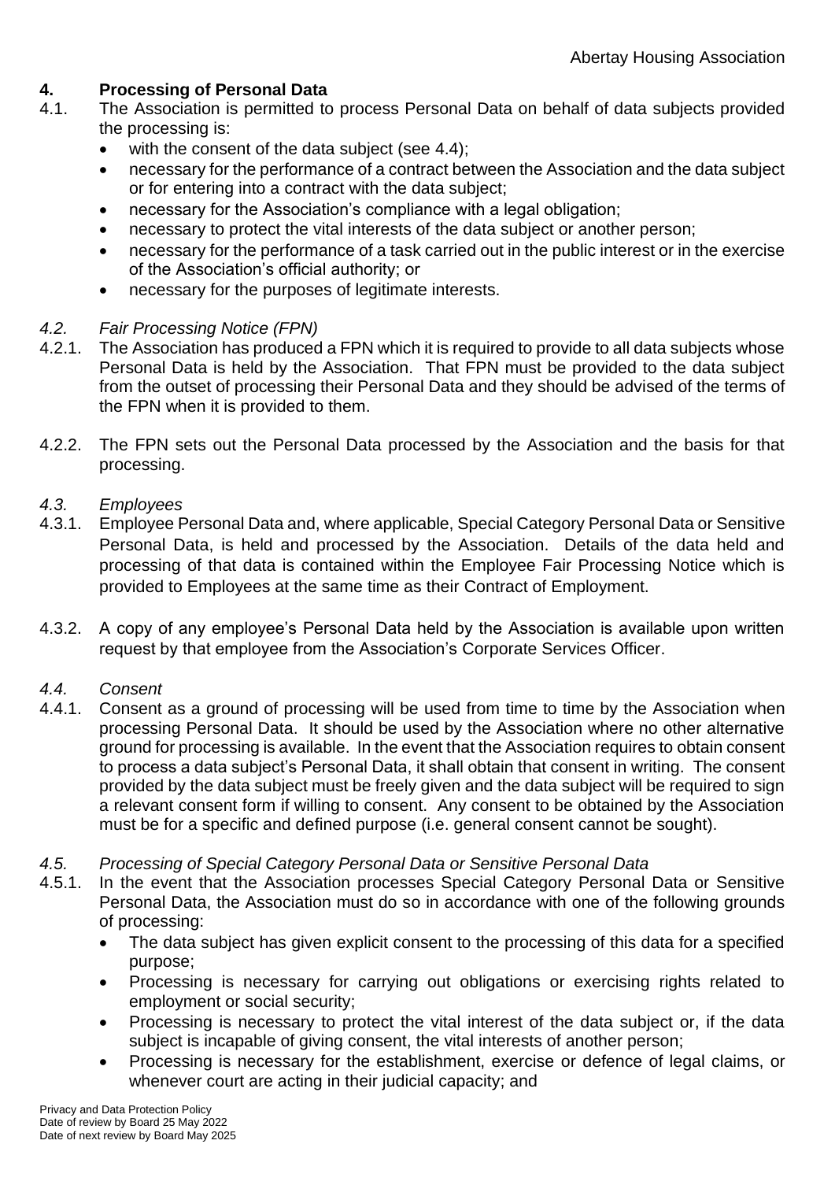## 4. Processing of Personal Data

4.1. The Association is permitted to process Personal Data on behalf of data subjects provided the processing is:

- with the consent of the data subject (see 4.4);
- necessary for the performance of a contract between the Association and the data subject or for entering into a contract with the data subject;
- necessary for the Association's compliance with a legal obligation;
- necessary to protect the vital interests of the data subject or another person;
- necessary for the performance of a task carried out in the public interest or in the exercise of the Association's official authority; or
- necessary for the purposes of legitimate interests.

### *4.2. Fair Processing Notice (FPN)*

4.2.1. The Association has produced a FPN which it is required to provide to all data subjects whose Personal Data is held by the Association. That FPN must be provided to the data subject from the outset of processing their Personal Data and they should be advised of the terms of the FPN when it is provided to them.

4.2.2. The FPN sets out the Personal Data processed by the Association and the basis for that processing.

### *4.3. Employees*

4.3.1. Employee Personal Data and, where applicable, Special Category Personal Data or Sensitive Personal Data, is held and processed by the Association. Details of the data held and processing of that data is contained within the Employee Fair Processing Notice which is provided to Employees at the same time as their Contract of Employment.

4.3.2. A copy of any employee's Personal Data held by the Association is available upon written request by that employee from the Association's Corporate Services Officer.

### *4.4. Consent*

4.4.1. Consent as a ground of processing will be used from time to time by the Association when processing Personal Data. It should be used by the Association where no other alternative ground for processing is available. In the event that the Association requires to obtain consent to process a data subject's Personal Data, it shall obtain that consent in writing. The consent provided by the data subject must be freely given and the data subject will be required to sign a relevant consent form if willing to consent. Any consent to be obtained by the Association must be for a specific and defined purpose (i.e. general consent cannot be sought).

### *4.5. Processing of Special Category Personal Data or Sensitive Personal Data*

4.5.1. In the event that the Association processes Special Category Personal Data or Sensitive Personal Data, the Association must do so in accordance with one of the following grounds of processing:

- The data subject has given explicit consent to the processing of this data for a specified purpose;
- Processing is necessary for carrying out obligations or exercising rights related to employment or social security;
- Processing is necessary to protect the vital interest of the data subject or, if the data subject is incapable of giving consent, the vital interests of another person;
- Processing is necessary for the establishment, exercise or defence of legal claims, or whenever court are acting in their judicial capacity; and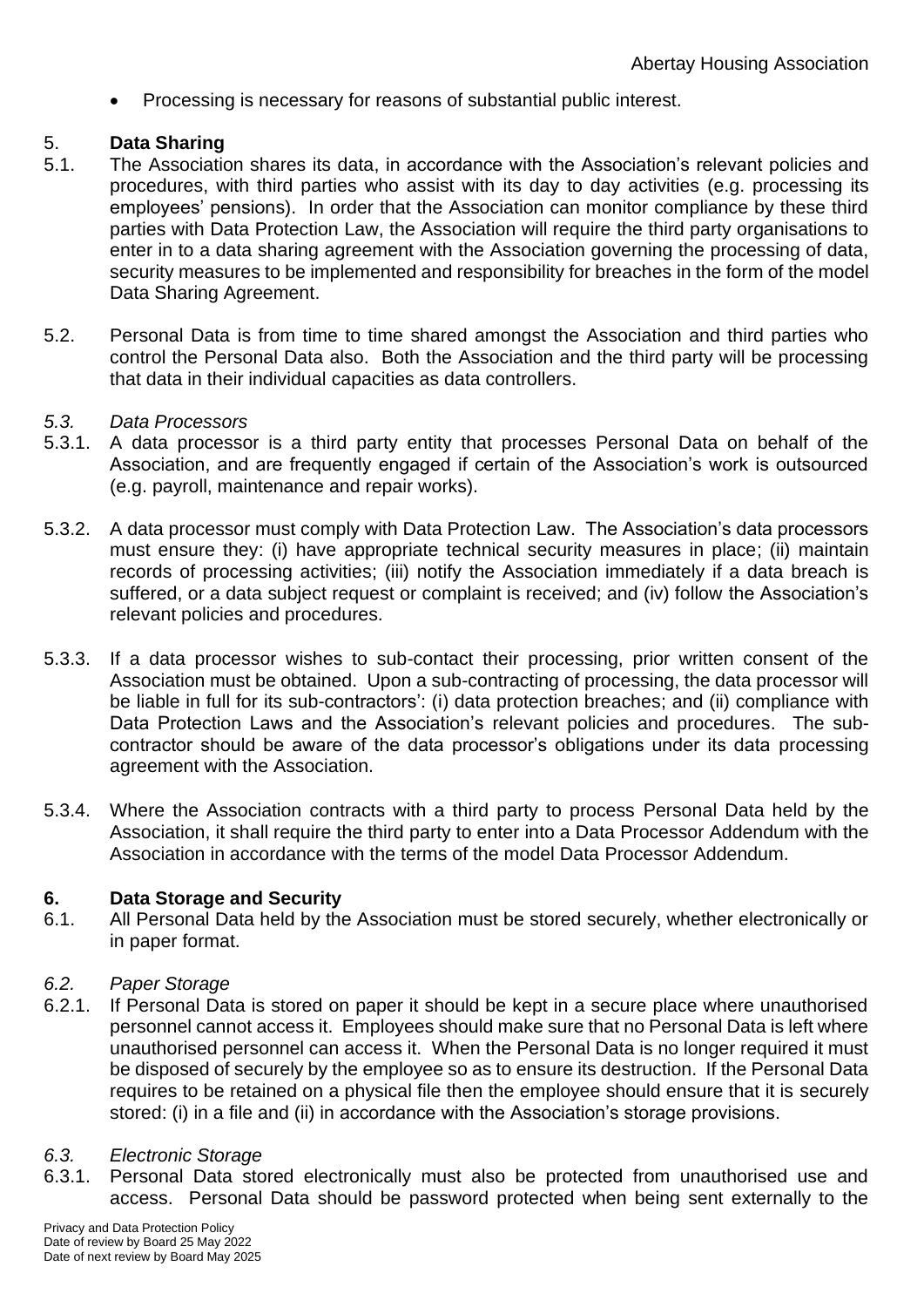- Processing is necessary for reasons of substantial public interest.

## 5. Data Sharing

5.1. The Association shares its data, in accordance with the Association's relevant policies and procedures, with third parties who assist with its day to day activities (e.g. processing its employees' pensions). In order that the Association can monitor compliance by these third parties with Data Protection Law, the Association will require the third party organisations to enter in to a data sharing agreement with the Association governing the processing of data, security measures to be implemented and responsibility for breaches in the form of the model Data Sharing Agreement.

5.2. Personal Data is from time to time shared amongst the Association and third parties who control the Personal Data also. Both the Association and the third party will be processing that data in their individual capacities as data controllers.

*5.3. Data Processors*

5.3.1. A data processor is a third party entity that processes Personal Data on behalf of the Association, and are frequently engaged if certain of the Association's work is outsourced (e.g. payroll, maintenance and repair works).

5.3.2. A data processor must comply with Data Protection Law. The Association's data processors must ensure they: (i) have appropriate technical security measures in place; (ii) maintain records of processing activities; (iii) notify the Association immediately if a data breach is suffered, or a data subject request or complaint is received; and (iv) follow the Association's relevant policies and procedures.

5.3.3. If a data processor wishes to sub-contact their processing, prior written consent of the Association must be obtained. Upon a sub-contracting of processing, the data processor will be liable in full for its sub-contractors': (i) data protection breaches; and (ii) compliance with Data Protection Laws and the Association's relevant policies and procedures. The sub-contractor should be aware of the data processor's obligations under its data processing agreement with the Association.

5.3.4. Where the Association contracts with a third party to process Personal Data held by the Association, it shall require the third party to enter into a Data Processor Addendum with the Association in accordance with the terms of the model Data Processor Addendum.

## 6. Data Storage and Security

6.1. All Personal Data held by the Association must be stored securely, whether electronically or in paper format.

*6.2. Paper Storage*

6.2.1. If Personal Data is stored on paper it should be kept in a secure place where unauthorised personnel cannot access it. Employees should make sure that no Personal Data is left where unauthorised personnel can access it. When the Personal Data is no longer required it must be disposed of securely by the employee so as to ensure its destruction. If the Personal Data requires to be retained on a physical file then the employee should ensure that it is securely stored: (i) in a file and (ii) in accordance with the Association's storage provisions.

*6.3. Electronic Storage*

6.3.1. Personal Data stored electronically must also be protected from unauthorised use and access. Personal Data should be password protected when being sent externally to the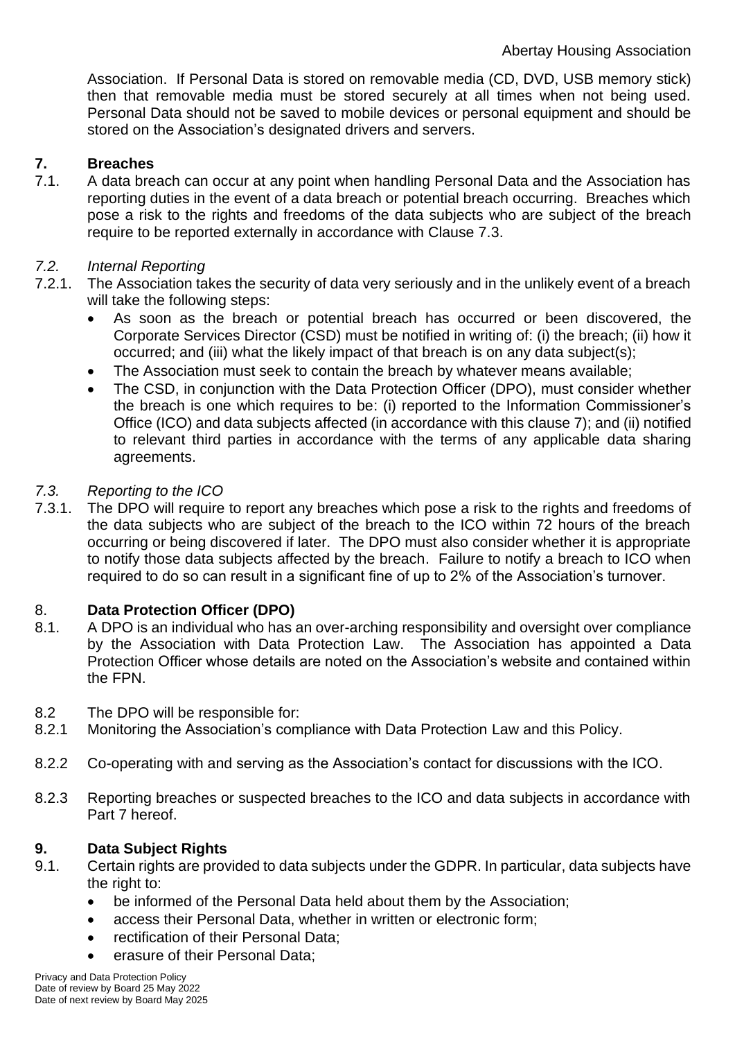Association. If Personal Data is stored on removable media (CD, DVD, USB memory stick) then that removable media must be stored securely at all times when not being used. Personal Data should not be saved to mobile devices or personal equipment and should be stored on the Association's designated drivers and servers.

## 7. Breaches

7.1. A data breach can occur at any point when handling Personal Data and the Association has reporting duties in the event of a data breach or potential breach occurring. Breaches which pose a risk to the rights and freedoms of the data subjects who are subject of the breach require to be reported externally in accordance with Clause 7.3.

*7.2. Internal Reporting*

7.2.1. The Association takes the security of data very seriously and in the unlikely event of a breach will take the following steps:

- As soon as the breach or potential breach has occurred or been discovered, the Corporate Services Director (CSD) must be notified in writing of: (i) the breach; (ii) how it occurred; and (iii) what the likely impact of that breach is on any data subject(s);
- The Association must seek to contain the breach by whatever means available;
- The CSD, in conjunction with the Data Protection Officer (DPO), must consider whether the breach is one which requires to be: (i) reported to the Information Commissioner's Office (ICO) and data subjects affected (in accordance with this clause 7); and (ii) notified to relevant third parties in accordance with the terms of any applicable data sharing agreements.

*7.3. Reporting to the ICO*

7.3.1. The DPO will require to report any breaches which pose a risk to the rights and freedoms of the data subjects who are subject of the breach to the ICO within 72 hours of the breach occurring or being discovered if later. The DPO must also consider whether it is appropriate to notify those data subjects affected by the breach. Failure to notify a breach to ICO when required to do so can result in a significant fine of up to 2% of the Association's turnover.

## 8. Data Protection Officer (DPO)

8.1. A DPO is an individual who has an over-arching responsibility and oversight over compliance by the Association with Data Protection Law. The Association has appointed a Data Protection Officer whose details are noted on the Association's website and contained within the FPN.

8.2 The DPO will be responsible for:

8.2.1 Monitoring the Association's compliance with Data Protection Law and this Policy.

8.2.2 Co-operating with and serving as the Association's contact for discussions with the ICO.

8.2.3 Reporting breaches or suspected breaches to the ICO and data subjects in accordance with Part 7 hereof.

## 9. Data Subject Rights

9.1. Certain rights are provided to data subjects under the GDPR. In particular, data subjects have the right to:

- be informed of the Personal Data held about them by the Association;
- access their Personal Data, whether in written or electronic form;
- rectification of their Personal Data;
- erasure of their Personal Data;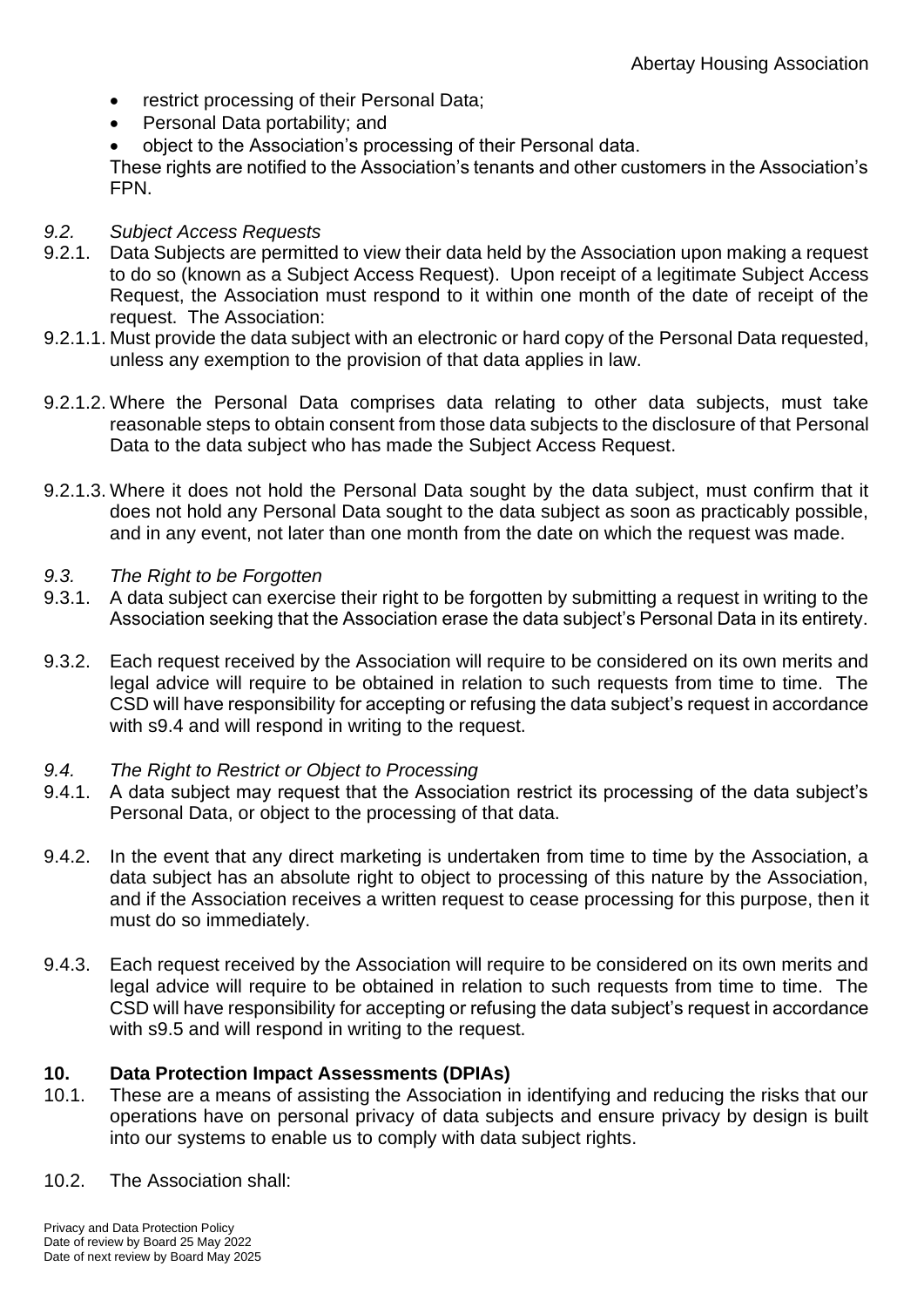- restrict processing of their Personal Data;
- Personal Data portability; and
- object to the Association's processing of their Personal data.

These rights are notified to the Association's tenants and other customers in the Association's FPN.

*9.2. Subject Access Requests*

9.2.1. Data Subjects are permitted to view their data held by the Association upon making a request to do so (known as a Subject Access Request). Upon receipt of a legitimate Subject Access Request, the Association must respond to it within one month of the date of receipt of the request. The Association:

9.2.1.1. Must provide the data subject with an electronic or hard copy of the Personal Data requested, unless any exemption to the provision of that data applies in law.

9.2.1.2. Where the Personal Data comprises data relating to other data subjects, must take reasonable steps to obtain consent from those data subjects to the disclosure of that Personal Data to the data subject who has made the Subject Access Request.

9.2.1.3. Where it does not hold the Personal Data sought by the data subject, must confirm that it does not hold any Personal Data sought to the data subject as soon as practicably possible, and in any event, not later than one month from the date on which the request was made.

*9.3. The Right to be Forgotten*

9.3.1. A data subject can exercise their right to be forgotten by submitting a request in writing to the Association seeking that the Association erase the data subject's Personal Data in its entirety.

9.3.2. Each request received by the Association will require to be considered on its own merits and legal advice will require to be obtained in relation to such requests from time to time. The CSD will have responsibility for accepting or refusing the data subject's request in accordance with s9.4 and will respond in writing to the request.

*9.4. The Right to Restrict or Object to Processing*

9.4.1. A data subject may request that the Association restrict its processing of the data subject's Personal Data, or object to the processing of that data.

9.4.2. In the event that any direct marketing is undertaken from time to time by the Association, a data subject has an absolute right to object to processing of this nature by the Association, and if the Association receives a written request to cease processing for this purpose, then it must do so immediately.

9.4.3. Each request received by the Association will require to be considered on its own merits and legal advice will require to be obtained in relation to such requests from time to time. The CSD will have responsibility for accepting or refusing the data subject's request in accordance with s9.5 and will respond in writing to the request.

## 10. Data Protection Impact Assessments (DPIAs)

10.1. These are a means of assisting the Association in identifying and reducing the risks that our operations have on personal privacy of data subjects and ensure privacy by design is built into our systems to enable us to comply with data subject rights.

10.2. The Association shall: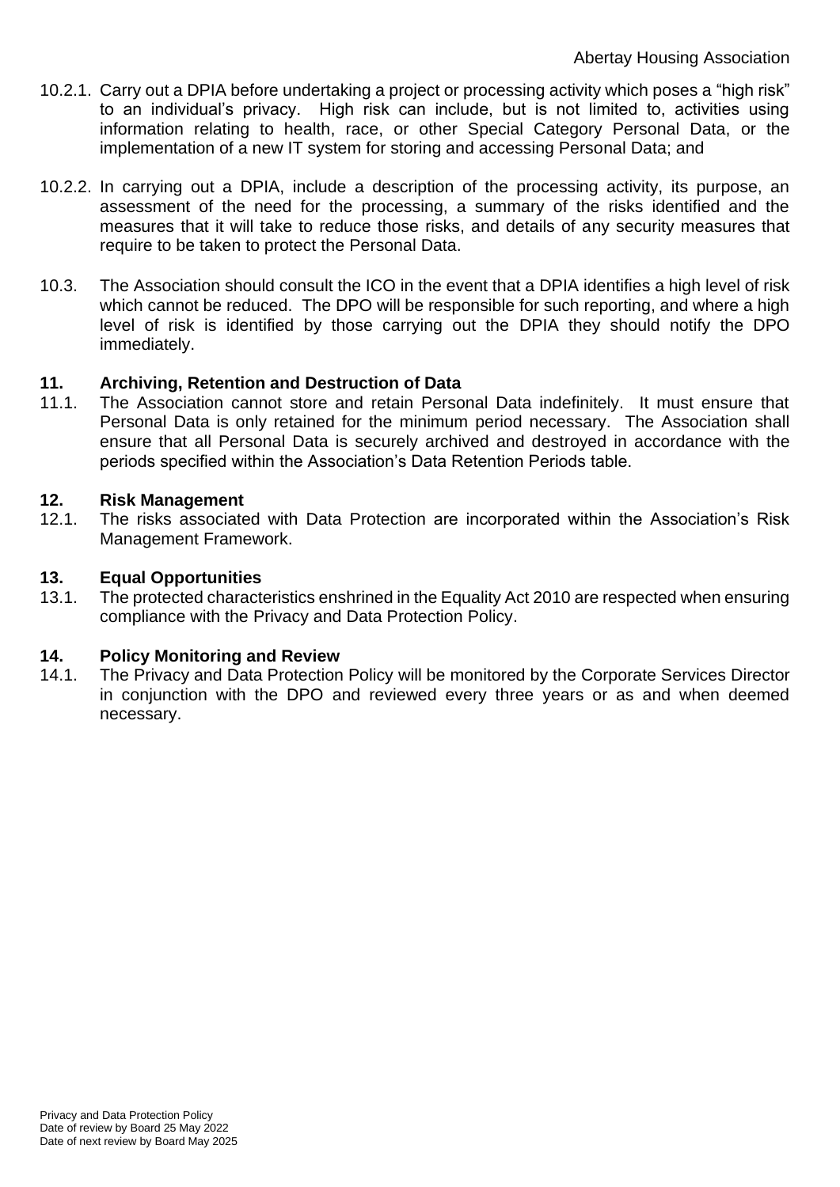10.2.1. Carry out a DPIA before undertaking a project or processing activity which poses a "high risk" to an individual's privacy. High risk can include, but is not limited to, activities using information relating to health, race, or other Special Category Personal Data, or the implementation of a new IT system for storing and accessing Personal Data; and

10.2.2. In carrying out a DPIA, include a description of the processing activity, its purpose, an assessment of the need for the processing, a summary of the risks identified and the measures that it will take to reduce those risks, and details of any security measures that require to be taken to protect the Personal Data.

10.3. The Association should consult the ICO in the event that a DPIA identifies a high level of risk which cannot be reduced. The DPO will be responsible for such reporting, and where a high level of risk is identified by those carrying out the DPIA they should notify the DPO immediately.

## 11. Archiving, Retention and Destruction of Data

11.1. The Association cannot store and retain Personal Data indefinitely. It must ensure that Personal Data is only retained for the minimum period necessary. The Association shall ensure that all Personal Data is securely archived and destroyed in accordance with the periods specified within the Association's Data Retention Periods table.

## 12. Risk Management

12.1. The risks associated with Data Protection are incorporated within the Association's Risk Management Framework.

## 13. Equal Opportunities

13.1. The protected characteristics enshrined in the Equality Act 2010 are respected when ensuring compliance with the Privacy and Data Protection Policy.

## 14. Policy Monitoring and Review

14.1. The Privacy and Data Protection Policy will be monitored by the Corporate Services Director in conjunction with the DPO and reviewed every three years or as and when deemed necessary.